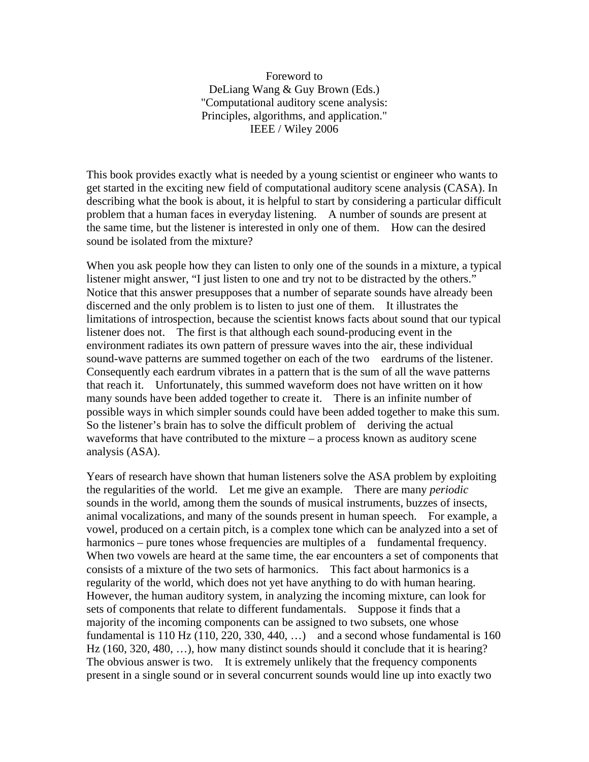Foreword to
DeLiang Wang & Guy Brown (Eds.)
"Computational auditory scene analysis:
Principles, algorithms, and application."
IEEE / Wiley 2006

This book provides exactly what is needed by a young scientist or engineer who wants to get started in the exciting new field of computational auditory scene analysis (CASA). In describing what the book is about, it is helpful to start by considering a particular difficult problem that a human faces in everyday listening. A number of sounds are present at the same time, but the listener is interested in only one of them. How can the desired sound be isolated from the mixture?

When you ask people how they can listen to only one of the sounds in a mixture, a typical listener might answer, "I just listen to one and try not to be distracted by the others." Notice that this answer presupposes that a number of separate sounds have already been discerned and the only problem is to listen to just one of them. It illustrates the limitations of introspection, because the scientist knows facts about sound that our typical listener does not. The first is that although each sound-producing event in the environment radiates its own pattern of pressure waves into the air, these individual sound-wave patterns are summed together on each of the two eardrums of the listener. Consequently each eardrum vibrates in a pattern that is the sum of all the wave patterns that reach it. Unfortunately, this summed waveform does not have written on it how many sounds have been added together to create it. There is an infinite number of possible ways in which simpler sounds could have been added together to make this sum. So the listener's brain has to solve the difficult problem of deriving the actual waveforms that have contributed to the mixture – a process known as auditory scene analysis (ASA).

Years of research have shown that human listeners solve the ASA problem by exploiting the regularities of the world. Let me give an example. There are many *periodic* sounds in the world, among them the sounds of musical instruments, buzzes of insects, animal vocalizations, and many of the sounds present in human speech. For example, a vowel, produced on a certain pitch, is a complex tone which can be analyzed into a set of harmonics – pure tones whose frequencies are multiples of a fundamental frequency. When two vowels are heard at the same time, the ear encounters a set of components that consists of a mixture of the two sets of harmonics. This fact about harmonics is a regularity of the world, which does not yet have anything to do with human hearing. However, the human auditory system, in analyzing the incoming mixture, can look for sets of components that relate to different fundamentals. Suppose it finds that a majority of the incoming components can be assigned to two subsets, one whose fundamental is 110 Hz (110, 220, 330, 440, …) and a second whose fundamental is 160 Hz (160, 320, 480, …), how many distinct sounds should it conclude that it is hearing? The obvious answer is two. It is extremely unlikely that the frequency components present in a single sound or in several concurrent sounds would line up into exactly two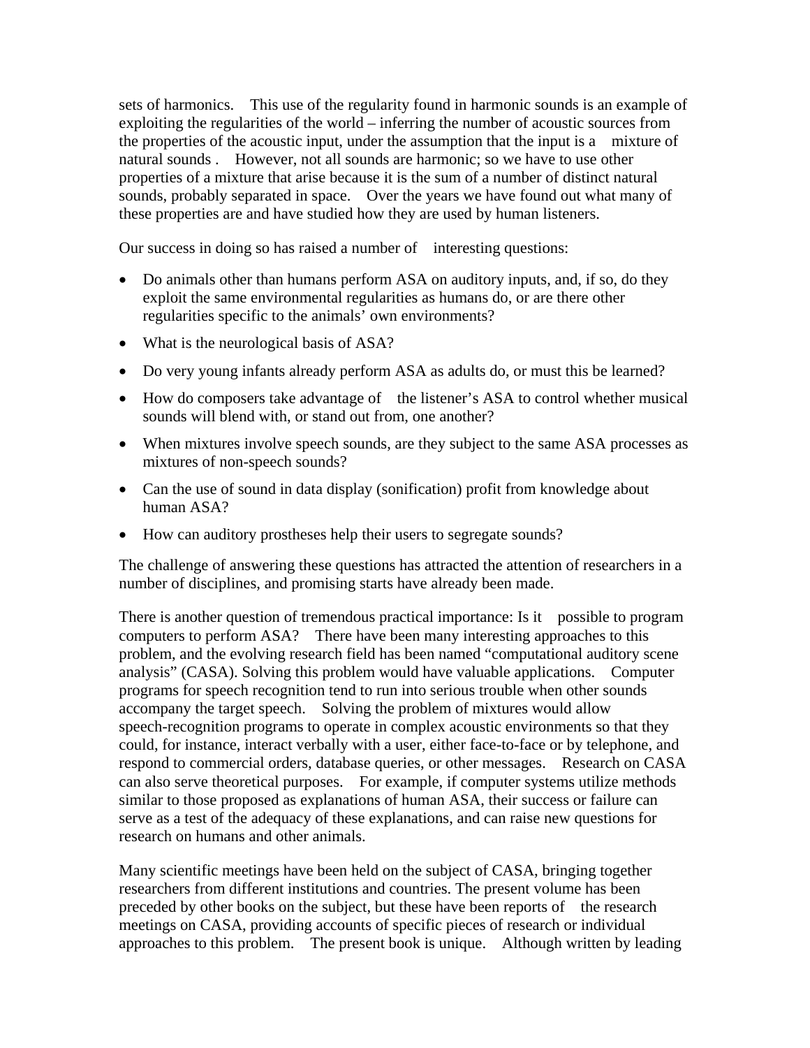sets of harmonics. This use of the regularity found in harmonic sounds is an example of exploiting the regularities of the world – inferring the number of acoustic sources from the properties of the acoustic input, under the assumption that the input is a mixture of natural sounds . However, not all sounds are harmonic; so we have to use other properties of a mixture that arise because it is the sum of a number of distinct natural sounds, probably separated in space. Over the years we have found out what many of these properties are and have studied how they are used by human listeners.

Our success in doing so has raised a number of interesting questions:

- Do animals other than humans perform ASA on auditory inputs, and, if so, do they exploit the same environmental regularities as humans do, or are there other regularities specific to the animals' own environments?
- What is the neurological basis of ASA?
- Do very young infants already perform ASA as adults do, or must this be learned?
- How do composers take advantage of the listener's ASA to control whether musical sounds will blend with, or stand out from, one another?
- When mixtures involve speech sounds, are they subject to the same ASA processes as mixtures of non-speech sounds?
- Can the use of sound in data display (sonification) profit from knowledge about human ASA?
- How can auditory prostheses help their users to segregate sounds?

The challenge of answering these questions has attracted the attention of researchers in a number of disciplines, and promising starts have already been made.

There is another question of tremendous practical importance: Is it possible to program computers to perform ASA? There have been many interesting approaches to this problem, and the evolving research field has been named "computational auditory scene analysis" (CASA). Solving this problem would have valuable applications. Computer programs for speech recognition tend to run into serious trouble when other sounds accompany the target speech. Solving the problem of mixtures would allow speech-recognition programs to operate in complex acoustic environments so that they could, for instance, interact verbally with a user, either face-to-face or by telephone, and respond to commercial orders, database queries, or other messages. Research on CASA can also serve theoretical purposes. For example, if computer systems utilize methods similar to those proposed as explanations of human ASA, their success or failure can serve as a test of the adequacy of these explanations, and can raise new questions for research on humans and other animals.

Many scientific meetings have been held on the subject of CASA, bringing together researchers from different institutions and countries. The present volume has been preceded by other books on the subject, but these have been reports of the research meetings on CASA, providing accounts of specific pieces of research or individual approaches to this problem. The present book is unique. Although written by leading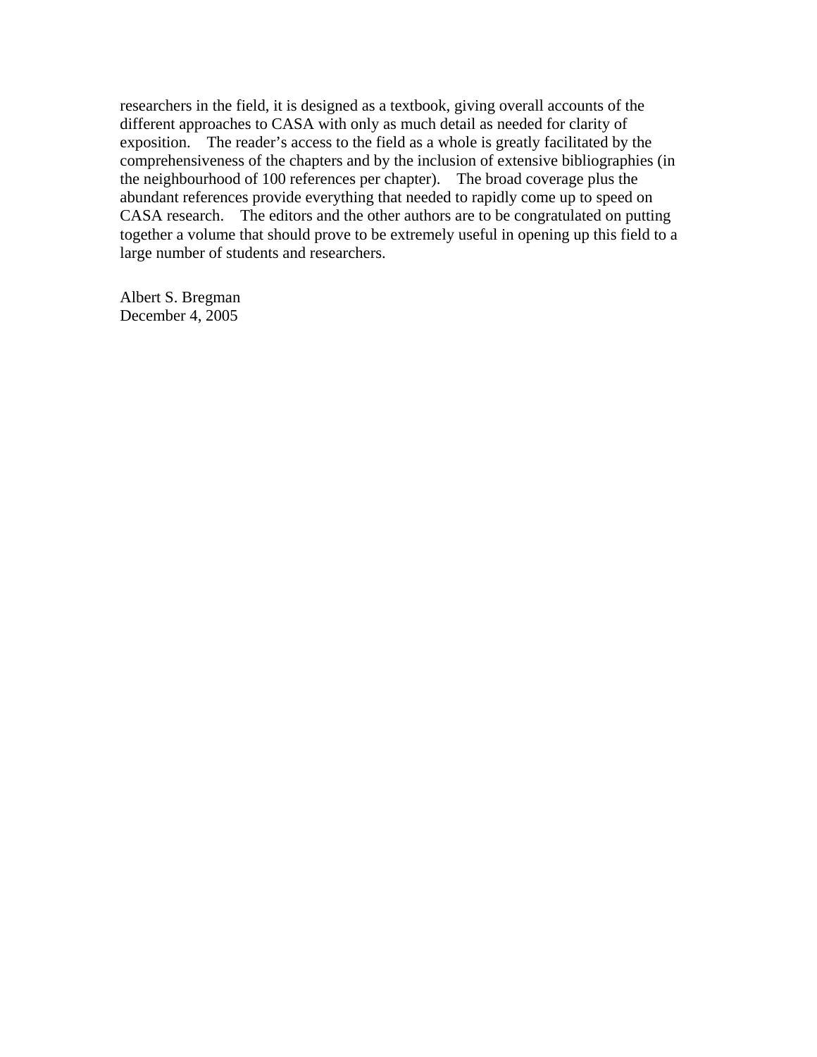researchers in the field, it is designed as a textbook, giving overall accounts of the different approaches to CASA with only as much detail as needed for clarity of exposition. The reader's access to the field as a whole is greatly facilitated by the comprehensiveness of the chapters and by the inclusion of extensive bibliographies (in the neighbourhood of 100 references per chapter). The broad coverage plus the abundant references provide everything that needed to rapidly come up to speed on CASA research. The editors and the other authors are to be congratulated on putting together a volume that should prove to be extremely useful in opening up this field to a large number of students and researchers.

Albert S. Bregman
December 4, 2005